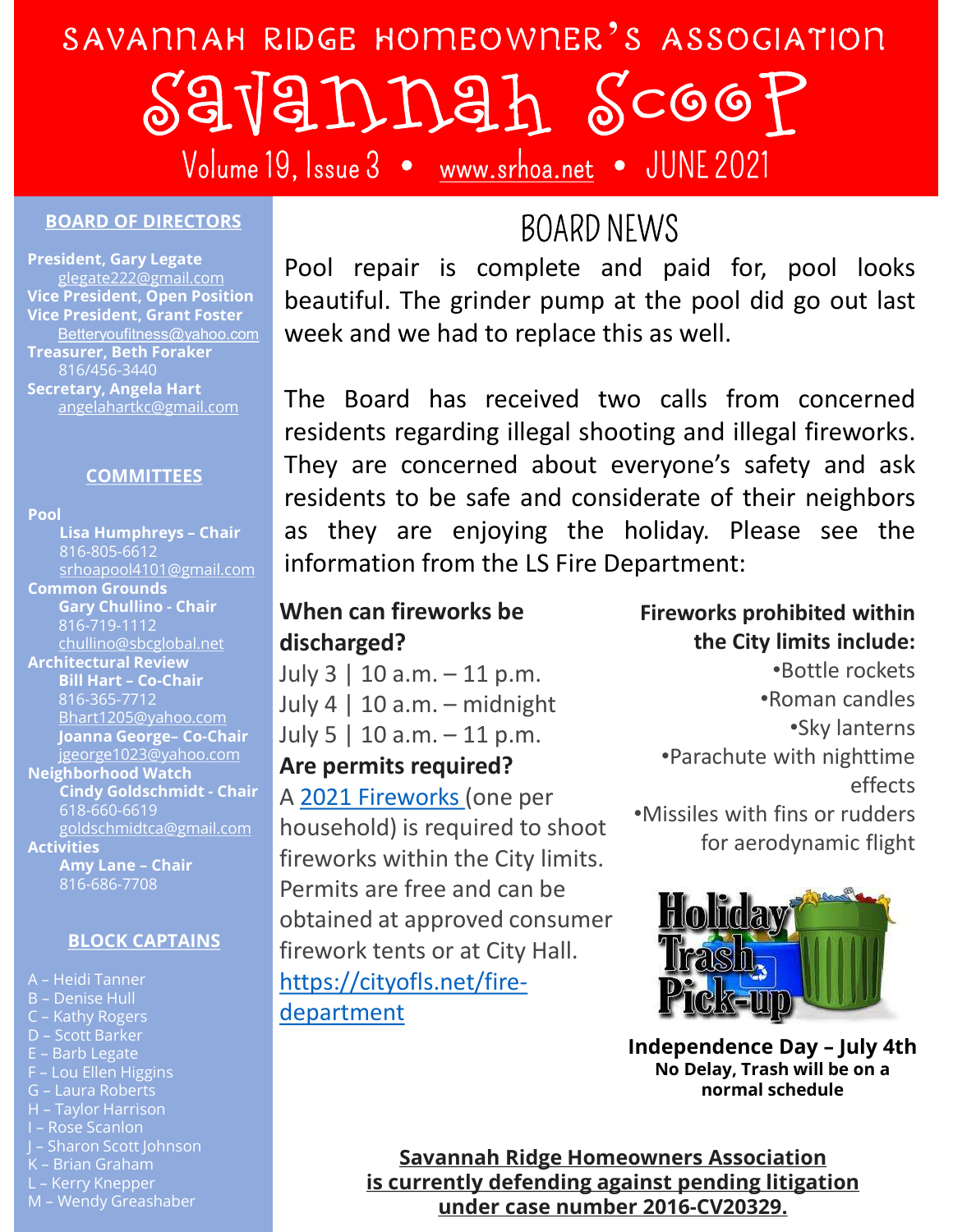# SAVANNAH RIDGE HOMEOWNER'S ASSOCIATION

# Savannah Scoop

Volume 19, Issue 3 • www.srhoa.net • JUNE 2021

## BOARD OF DIRECTORS

**President, Gary Legate**
glegate222@gmail.com
**Vice President, Open Position**
**Vice President, Grant Foster**
Betteryoufitness@yahoo.com
**Treasurer, Beth Foraker**
816/456-3440
**Secretary, Angela Hart**
angelahartkc@gmail.com

## COMMITTEES

**Pool**
**Lisa Humphreys – Chair**
816-805-6612
srhoapool4101@gmail.com

**Common Grounds**
**Gary Chullino - Chair**
816-719-1112
chullino@sbcglobal.net

**Architectural Review**
**Bill Hart – Co-Chair**
816-365-7712
Bhart1205@yahoo.com
**Joanna George– Co-Chair**
jgeorge1023@yahoo.com

**Neighborhood Watch**
**Cindy Goldschmidt - Chair**
618-660-6619
goldschmidtca@gmail.com

**Activities**
**Amy Lane – Chair**
816-686-7708

## BLOCK CAPTAINS

A – Heidi Tanner
B – Denise Hull
C – Kathy Rogers
D – Scott Barker
E – Barb Legate
F – Lou Ellen Higgins
G – Laura Roberts
H – Taylor Harrison
I – Rose Scanlon
J – Sharon Scott Johnson
K – Brian Graham
L – Kerry Knepper
M – Wendy Greashaber

## BOARD NEWS

Pool repair is complete and paid for, pool looks beautiful. The grinder pump at the pool did go out last week and we had to replace this as well.

The Board has received two calls from concerned residents regarding illegal shooting and illegal fireworks. They are concerned about everyone's safety and ask residents to be safe and considerate of their neighbors as they are enjoying the holiday. Please see the information from the LS Fire Department:

**When can fireworks be discharged?**

July 3 | 10 a.m. – 11 p.m.
July 4 | 10 a.m. – midnight
July 5 | 10 a.m. – 11 p.m.

**Are permits required?**

A [2021 Fireworks](https://cityofls.net/fire-department) (one per household) is required to shoot fireworks within the City limits. Permits are free and can be obtained at approved consumer firework tents or at City Hall. https://cityofls.net/fire-department

**Fireworks prohibited within the City limits include:**

- Bottle rockets
- Roman candles
- Sky lanterns
- Parachute with nighttime effects
- Missiles with fins or rudders for aerodynamic flight

Holiday Trash Pick-up

**Independence Day – July 4th**
**No Delay, Trash will be on a normal schedule**

**Savannah Ridge Homeowners Association is currently defending against pending litigation under case number 2016-CV20329.**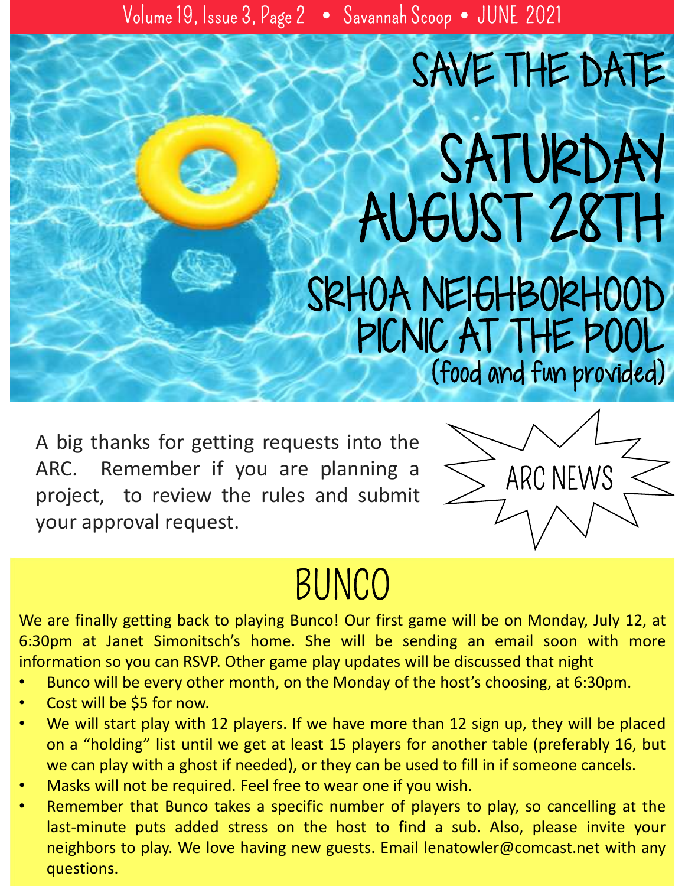# SAVE THE DATE

## SATURDAY AUGUST 28TH

## SRHOA NEIGHBORHOOD PICNIC AT THE POOL

(food and fun provided)

## ARC NEWS

A big thanks for getting requests into the ARC. Remember if you are planning a project, to review the rules and submit your approval request.

## BUNCO

We are finally getting back to playing Bunco! Our first game will be on Monday, July 12, at 6:30pm at Janet Simonitsch's home. She will be sending an email soon with more information so you can RSVP. Other game play updates will be discussed that night

- Bunco will be every other month, on the Monday of the host's choosing, at 6:30pm.
- Cost will be $5 for now.
- We will start play with 12 players. If we have more than 12 sign up, they will be placed on a "holding" list until we get at least 15 players for another table (preferably 16, but we can play with a ghost if needed), or they can be used to fill in if someone cancels.
- Masks will not be required. Feel free to wear one if you wish.
- Remember that Bunco takes a specific number of players to play, so cancelling at the last-minute puts added stress on the host to find a sub. Also, please invite your neighbors to play. We love having new guests. Email lenatowler@comcast.net with any questions.